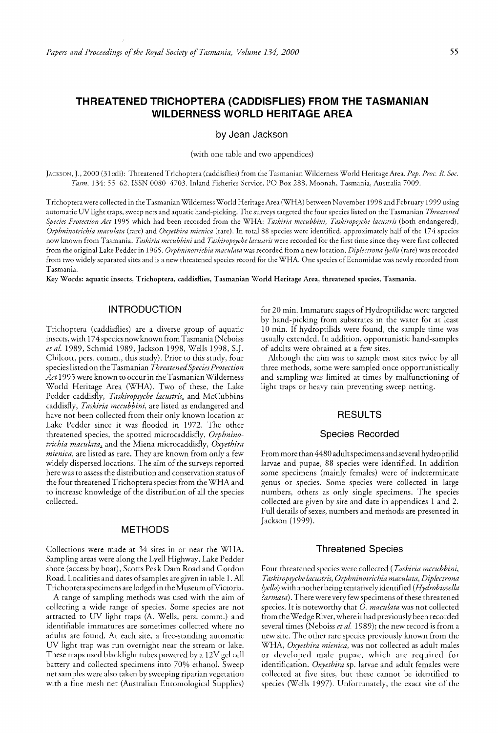# THREATENED TRICHOPTERA (CADDISFLIES) FROM THE TASMANIAN WILDERNESS WORLD HERITAGE AREA

by Jean Jackson

(with one table and two appendices)

JACKSON, J., 2000 (31:xii): Threatened Trichoptera (caddisflies) from the Tasmanian Wilderness World Heritage Area. *Pap. Proc. R. Soc. Tasm.* 134: 55–62. ISSN 0080-4703. Inland Fisheries Service, PO Box 288, Moonah, Tasmania, Australia 7009.

Trichoptera were collected in the Tasmanian Wilderness World Heritage Area (WHA) between November 1998 and February 1999 using automatic UV light traps, sweep nets and aquatic hand-picking. The surveys targeted the four species listed on the Tasmanian *Threatened Species Protection Act* 1995 which had been recorded from the WHA: *Taskiria mccubbini*, *Taskiropsyche lacustris* (both endangered), *Orphninotrichia maculata* (rare) and *Oxyethira mienica* (rare). In total 88 species were identified, approximately half of the 174 species now known from Tasmania. *Taskiria mccubbini* and *Taskiropsyche lacustris* were recorded for the first time since they were first collected from the original Lake Pedder in 1965. *Orphninotrichia maculata* was recorded from a new location. *Diplectrona lyella* (rare) was recorded from two widely separated sites and is a new threatened species record for the WHA. One species of Ecnomidae was newly recorded from Tasmania.

**Key Words: aquatic insects, Trichoptera, caddisflies, Tasmanian World Heritage Area, threatened species, Tasmania.**

## INTRODUCTION

Trichoptera (caddisflies) are a diverse group of aquatic insects, with 174 species now known from Tasmania (Neboiss *et al.* 1989, Schmid 1989, Jackson 1998, Wells 1998, S.J. Chilcott, pers. comm., this study). Prior to this study, four species listed on the Tasmanian *Threatened Species Protection Act* 1995 were known to occur in the Tasmanian Wilderness World Heritage Area (WHA). Two of these, the Lake Pedder caddisfly, *Taskiropsyche lacustris*, and McCubbins caddisfly, *Taskiria mccubbini*, are listed as endangered and have not been collected from their only known location at Lake Pedder since it was flooded in 1972. The other threatened species, the spotted microcaddisfly, *Orphninotrichia maculata*, and the Miena microcaddisfly, *Oxyethira mienica*, are listed as rare. They are known from only a few widely dispersed locations. The aim of the surveys reported here was to assess the distribution and conservation status of the four threatened Trichoptera species from the WHA and to increase knowledge of the distribution of all the species collected.

## METHODS

Collections were made at 34 sites in or near the WHA. Sampling areas were along the Lyell Highway, Lake Pedder shore (access by boat), Scotts Peak Dam Road and Gordon Road. Localities and dates of samples are given in table 1. All Trichoptera specimens are lodged in the Museum of Victoria.

A range of sampling methods was used with the aim of collecting a wide range of species. Some species are not attracted to UV light traps (A. Wells, pers. comm.) and identifiable immatures are sometimes collected where no adults are found. At each site, a free-standing automatic UV light trap was run overnight near the stream or lake. These traps used blacklight tubes powered by a 12V gel cell battery and collected specimens into 70% ethanol. Sweep net samples were also taken by sweeping riparian vegetation with a fine mesh net (Australian Entomological Supplies) for 20 min. Immature stages of Hydroptilidae were targeted by hand-picking from substrates in the water for at least 10 min. If hydroptilids were found, the sample time was usually extended. In addition, opportunistic hand-samples of adults were obtained at a few sites.

Although the aim was to sample most sites twice by all three methods, some were sampled once opportunistically and sampling was limited at times by malfunctioning of light traps or heavy rain preventing sweep netting.

## RESULTS

### Species Recorded

From more than 4480 adult specimens and several hydroptilid larvae and pupae, 88 species were identified. In addition some specimens (mainly females) were of indeterminate genus or species. Some species were collected in large numbers, others as only single specimens. The species collected are given by site and date in appendices 1 and 2. Full details of sexes, numbers and methods are presented in Jackson (1999).

### Threatened Species

Four threatened species were collected (*Taskiria mccubbini*, *Taskiropsyche lacustris*, *Orphninotrichia maculata*, *Diplectrona lyella*) with another being tentatively identified (*Hydrobiosella ?armata*). There were very few specimens of these threatened species. It is noteworthy that *O. maculata* was not collected from the Wedge River, where it had previously been recorded several times (Neboiss *et al.* 1989); the new record is from a new site. The other rare species previously known from the WHA, *Oxyethira mienica*, was not collected as adult males or developed male pupae, which are required for identification. *Oxyethira* sp. larvae and adult females were collected at five sites, but these cannot be identified to species (Wells 1997). Unfortunately, the exact site of the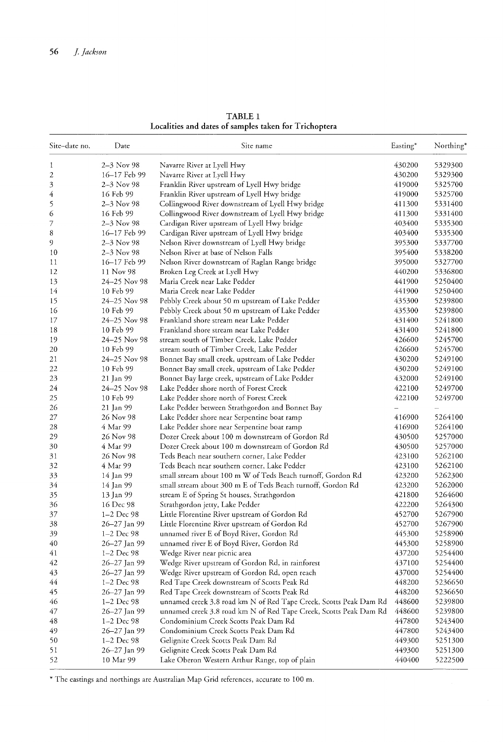**TABLE 1**
**Localities and dates of samples taken for Trichoptera**

| Site–date no. | Date | Site name | Easting* | Northing* |
|---|---|---|---|---|
| 1 | 2–3 Nov 98 | Navarre River at Lyell Hwy | 430200 | 5329300 |
| 2 | 16–17 Feb 99 | Navarre River at Lyell Hwy | 430200 | 5329300 |
| 3 | 2–3 Nov 98 | Franklin River upstream of Lyell Hwy bridge | 419000 | 5325700 |
| 4 | 16 Feb 99 | Franklin River upstream of Lyell Hwy bridge | 419000 | 5325700 |
| 5 | 2–3 Nov 98 | Collingwood River downstream of Lyell Hwy bridge | 411300 | 5331400 |
| 6 | 16 Feb 99 | Collingwood River downstream of Lyell Hwy bridge | 411300 | 5331400 |
| 7 | 2–3 Nov 98 | Cardigan River upstream of Lyell Hwy bridge | 403400 | 5335300 |
| 8 | 16–17 Feb 99 | Cardigan River upstream of Lyell Hwy bridge | 403400 | 5335300 |
| 9 | 2–3 Nov 98 | Nelson River downstream of Lyell Hwy bridge | 395300 | 5337700 |
| 10 | 2–3 Nov 98 | Nelson River at base of Nelson Falls | 395400 | 5338200 |
| 11 | 16–17 Feb 99 | Nelson River downstream of Raglan Range bridge | 395000 | 5327700 |
| 12 | 11 Nov 98 | Broken Leg Creek at Lyell Hwy | 440200 | 5336800 |
| 13 | 24–25 Nov 98 | Maria Creek near Lake Pedder | 441900 | 5250400 |
| 14 | 10 Feb 99 | Maria Creek near Lake Pedder | 441900 | 5250400 |
| 15 | 24–25 Nov 98 | Pebbly Creek about 50 m upstream of Lake Pedder | 435300 | 5239800 |
| 16 | 10 Feb 99 | Pebbly Creek about 50 m upstream of Lake Pedder | 435300 | 5239800 |
| 17 | 24–25 Nov 98 | Frankland shore stream near Lake Pedder | 431400 | 5241800 |
| 18 | 10 Feb 99 | Frankland shore stream near Lake Pedder | 431400 | 5241800 |
| 19 | 24–25 Nov 98 | stream south of Timber Creek, Lake Pedder | 426600 | 5245700 |
| 20 | 10 Feb 99 | stream south of Timber Creek, Lake Pedder | 426600 | 5245700 |
| 21 | 24–25 Nov 98 | Bonnet Bay small creek, upstream of Lake Pedder | 430200 | 5249100 |
| 22 | 10 Feb 99 | Bonnet Bay small creek, upstream of Lake Pedder | 430200 | 5249100 |
| 23 | 21 Jan 99 | Bonnet Bay large creek, upstream of Lake Pedder | 432000 | 5249100 |
| 24 | 24–25 Nov 98 | Lake Pedder shore north of Forest Creek | 422100 | 5249700 |
| 25 | 10 Feb 99 | Lake Pedder shore north of Forest Creek | 422100 | 5249700 |
| 26 | 21 Jan 99 | Lake Pedder between Strathgordon and Bonnet Bay | – | – |
| 27 | 26 Nov 98 | Lake Pedder shore near Serpentine boat ramp | 416900 | 5264100 |
| 28 | 4 Mar 99 | Lake Pedder shore near Serpentine boat ramp | 416900 | 5264100 |
| 29 | 26 Nov 98 | Dozer Creek about 100 m downstream of Gordon Rd | 430500 | 5257000 |
| 30 | 4 Mar 99 | Dozer Creek about 100 m downstream of Gordon Rd | 430500 | 5257000 |
| 31 | 26 Nov 98 | Teds Beach near southern corner, Lake Pedder | 423100 | 5262100 |
| 32 | 4 Mar 99 | Teds Beach near southern corner, Lake Pedder | 423100 | 5262100 |
| 33 | 14 Jan 99 | small stream about 100 m W of Teds Beach turnoff, Gordon Rd | 423200 | 5262300 |
| 34 | 14 Jan 99 | small stream about 300 m E of Teds Beach turnoff, Gordon Rd | 423200 | 5262000 |
| 35 | 13 Jan 99 | stream E of Spring St houses, Strathgordon | 421800 | 5264600 |
| 36 | 16 Dec 98 | Strathgordon jetty, Lake Pedder | 422200 | 5264300 |
| 37 | 1–2 Dec 98 | Little Florentine River upstream of Gordon Rd | 452700 | 5267900 |
| 38 | 26–27 Jan 99 | Little Florentine River upstream of Gordon Rd | 452700 | 5267900 |
| 39 | 1–2 Dec 98 | unnamed river E of Boyd River, Gordon Rd | 445300 | 5258900 |
| 40 | 26–27 Jan 99 | unnamed river E of Boyd River, Gordon Rd | 445300 | 5258900 |
| 41 | 1–2 Dec 98 | Wedge River near picnic area | 437200 | 5254400 |
| 42 | 26–27 Jan 99 | Wedge River upstream of Gordon Rd, in rainforest | 437100 | 5254400 |
| 43 | 26–27 Jan 99 | Wedge River upstream of Gordon Rd, open reach | 437000 | 5254400 |
| 44 | 1–2 Dec 98 | Red Tape Creek downstream of Scotts Peak Rd | 448200 | 5236650 |
| 45 | 26–27 Jan 99 | Red Tape Creek downstream of Scotts Peak Rd | 448200 | 5236650 |
| 46 | 1–2 Dec 98 | unnamed creek 3.8 road km N of Red Tape Creek, Scotts Peak Dam Rd | 448600 | 5239800 |
| 47 | 26–27 Jan 99 | unnamed creek 3.8 road km N of Red Tape Creek, Scotts Peak Dam Rd | 448600 | 5239800 |
| 48 | 1–2 Dec 98 | Condominium Creek Scotts Peak Dam Rd | 447800 | 5243400 |
| 49 | 26–27 Jan 99 | Condominium Creek Scotts Peak Dam Rd | 447800 | 5243400 |
| 50 | 1–2 Dec 98 | Gelignite Creek Scotts Peak Dam Rd | 449300 | 5251300 |
| 51 | 26–27 Jan 99 | Gelignite Creek Scotts Peak Dam Rd | 449300 | 5251300 |
| 52 | 10 Mar 99 | Lake Oberon Western Arthur Range, top of plain | 440400 | 5222500 |

\* The eastings and northings are Australian Map Grid references, accurate to 100 m.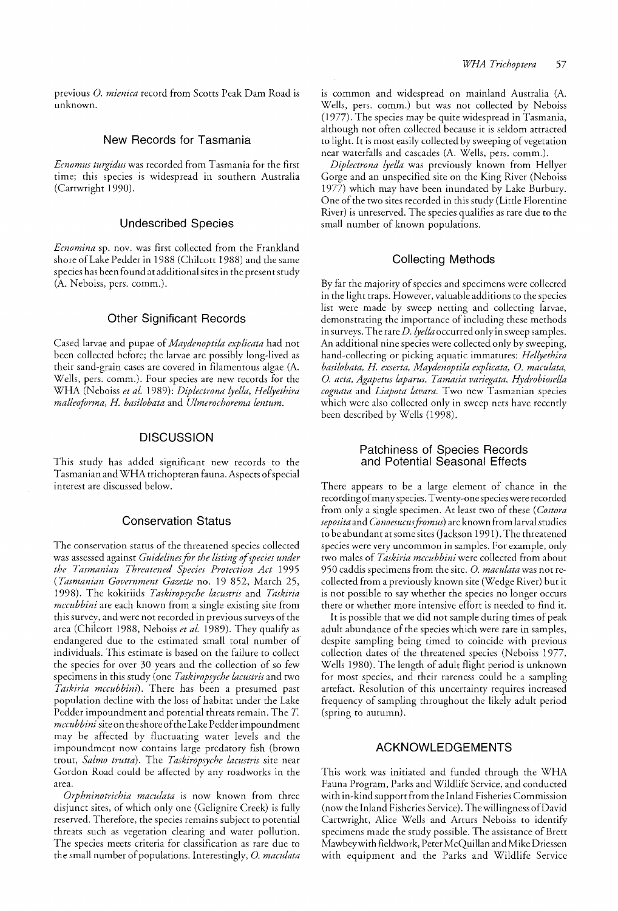previous *O. mienica* record from Scotts Peak Dam Road is unknown.

### New Records for Tasmania

*Ecnomus turgidus* was recorded from Tasmania for the first time; this species is widespread in southern Australia (Cartwright 1990).

### Undescribed Species

*Ecnomina* sp. nov. was first collected from the Frankland shore of Lake Pedder in 1988 (Chilcott 1988) and the same species has been found at additional sites in the present study (A. Neboiss, pers. comm.).

### Other Significant Records

Cased larvae and pupae of *Maydenoptila explicata* had not been collected before; the larvae are possibly long-lived as their sand-grain cases are covered in filamentous algae (A. Wells, pers. comm.). Four species are new records for the WHA (Neboiss *et al.* 1989): *Diplectrona lyella*, *Hellyethira malleoforma*, *H. basilobata* and *Ulmerochorema lentum*.

## DISCUSSION

This study has added significant new records to the Tasmanian and WHA trichopteran fauna. Aspects of special interest are discussed below.

### Conservation Status

The conservation status of the threatened species collected was assessed against *Guidelines for the listing of species under the Tasmanian Threatened Species Protection Act* 1995 (*Tasmanian Government Gazette* no. 19 852, March 25, 1998). The kokiriids *Taskiropsyche lacustris* and *Taskiria mccubbini* are each known from a single existing site from this survey, and were not recorded in previous surveys of the area (Chilcott 1988, Neboiss *et al.* 1989). They qualify as endangered due to the estimated small total number of individuals. This estimate is based on the failure to collect the species for over 30 years and the collection of so few specimens in this study (one *Taskiropsyche lacustris* and two *Taskiria mccubbini*). There has been a presumed past population decline with the loss of habitat under the Lake Pedder impoundment and potential threats remain. The *T. mccubbini* site on the shore of the Lake Pedder impoundment may be affected by fluctuating water levels and the impoundment now contains large predatory fish (brown trout, *Salmo trutta*). The *Taskiropsyche lacustris* site near Gordon Road could be affected by any roadworks in the area.

*Orphninotrichia maculata* is now known from three disjunct sites, of which only one (Gelignite Creek) is fully reserved. Therefore, the species remains subject to potential threats such as vegetation clearing and water pollution. The species meets criteria for classification as rare due to the small number of populations. Interestingly, *O. maculata* is common and widespread on mainland Australia (A. Wells, pers. comm.) but was not collected by Neboiss (1977). The species may be quite widespread in Tasmania, although not often collected because it is seldom attracted to light. It is most easily collected by sweeping of vegetation near waterfalls and cascades (A. Wells, pers. comm.).

*Diplectrona lyella* was previously known from Hellyer Gorge and an unspecified site on the King River (Neboiss 1977) which may have been inundated by Lake Burbury. One of the two sites recorded in this study (Little Florentine River) is unreserved. The species qualifies as rare due to the small number of known populations.

### Collecting Methods

By far the majority of species and specimens were collected in the light traps. However, valuable additions to the species list were made by sweep netting and collecting larvae, demonstrating the importance of including these methods in surveys. The rare *D. lyella* occurred only in sweep samples. An additional nine species were collected only by sweeping, hand-collecting or picking aquatic immatures: *Hellyethira basilobata*, *H. exserta*, *Maydenoptila explicata*, *O. maculata*, *O. acta*, *Agapetus laparus*, *Tamasia variegata*, *Hydrobiosella cognata* and *Liapota lavara*. Two new Tasmanian species which were also collected only in sweep nets have recently been described by Wells (1998).

### Patchiness of Species Records and Potential Seasonal Effects

There appears to be a large element of chance in the recording of many species. Twenty-one species were recorded from only a single specimen. At least two of these (*Costora seposita* and *Conoesucus fromus*) are known from larval studies to be abundant at some sites (Jackson 1991). The threatened species were very uncommon in samples. For example, only two males of *Taskiria mccubbini* were collected from about 950 caddis specimens from the site. *O. maculata* was not re-collected from a previously known site (Wedge River) but it is not possible to say whether the species no longer occurs there or whether more intensive effort is needed to find it.

It is possible that we did not sample during times of peak adult abundance of the species which were rare in samples, despite sampling being timed to coincide with previous collection dates of the threatened species (Neboiss 1977, Wells 1980). The length of adult flight period is unknown for most species, and their rareness could be a sampling artefact. Resolution of this uncertainty requires increased frequency of sampling throughout the likely adult period (spring to autumn).

## ACKNOWLEDGEMENTS

This work was initiated and funded through the WHA Fauna Program, Parks and Wildlife Service, and conducted with in-kind support from the Inland Fisheries Commission (now the Inland Fisheries Service). The willingness of David Cartwright, Alice Wells and Arturs Neboiss to identify specimens made the study possible. The assistance of Brett Mawbey with fieldwork, Peter McQuillan and Mike Driessen with equipment and the Parks and Wildlife Service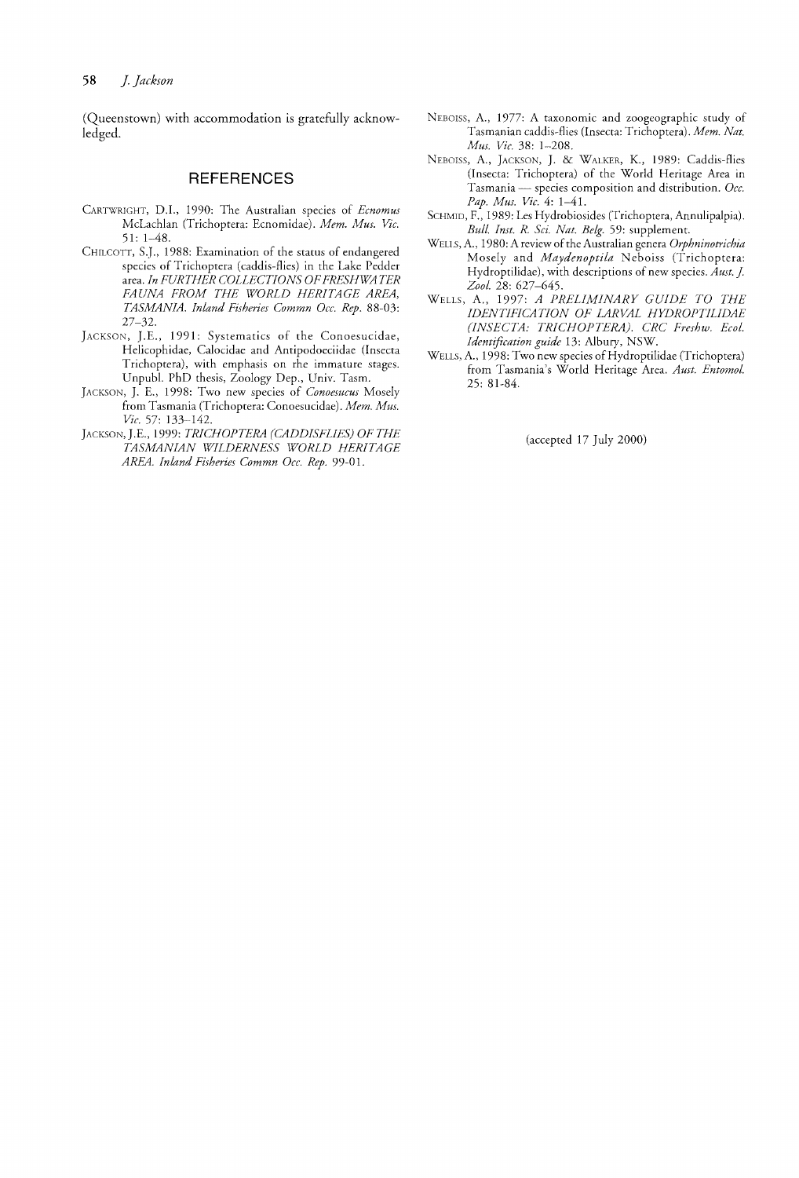(Queenstown) with accommodation is gratefully acknowledged.

## REFERENCES

Cartwright, D.I., 1990: The Australian species of *Ecnomus* McLachlan (Trichoptera: Ecnomidae). *Mem. Mus. Vic.* 51: 1–48.

Chilcott, S.J., 1988: Examination of the status of endangered species of Trichoptera (caddis-flies) in the Lake Pedder area. *In FURTHER COLLECTIONS OF FRESHWATER FAUNA FROM THE WORLD HERITAGE AREA, TASMANIA. Inland Fisheries Commn Occ. Rep.* 88-03: 27–32.

Jackson, J.E., 1991: Systematics of the Conoesucidae, Helicophidae, Calocidae and Antipodoeciidae (Insecta Trichoptera), with emphasis on the immature stages. Unpubl. PhD thesis, Zoology Dep., Univ. Tasm.

Jackson, J. E., 1998: Two new species of *Conoesucus* Mosely from Tasmania (Trichoptera: Conoesucidae). *Mem. Mus. Vic.* 57: 133–142.

Jackson, J.E., 1999: *TRICHOPTERA (CADDISFLIES) OF THE TASMANIAN WILDERNESS WORLD HERITAGE AREA. Inland Fisheries Commn Occ. Rep.* 99-01.

Neboiss, A., 1977: A taxonomic and zoogeographic study of Tasmanian caddis-flies (Insecta: Trichoptera). *Mem. Nat. Mus. Vic.* 38: 1–208.

Neboiss, A., Jackson, J. & Walker, K., 1989: Caddis-flies (Insecta: Trichoptera) of the World Heritage Area in Tasmania — species composition and distribution. *Occ. Pap. Mus. Vic.* 4: 1–41.

Schmid, F., 1989: Les Hydrobiosides (Trichoptera, Annulipalpia). *Bull. Inst. R. Sci. Nat. Belg.* 59: supplement.

Wells, A., 1980: A review of the Australian genera *Orphninotrichia* Mosely and *Maydenoptila* Neboiss (Trichoptera: Hydroptilidae), with descriptions of new species. *Aust. J. Zool.* 28: 627–645.

Wells, A., 1997: *A PRELIMINARY GUIDE TO THE IDENTIFICATION OF LARVAL HYDROPTILIDAE (INSECTA: TRICHOPTERA). CRC Freshw. Ecol. Identification guide* 13: Albury, NSW.

Wells, A., 1998: Two new species of Hydroptilidae (Trichoptera) from Tasmania's World Heritage Area. *Aust. Entomol.* 25: 81-84.

(accepted 17 July 2000)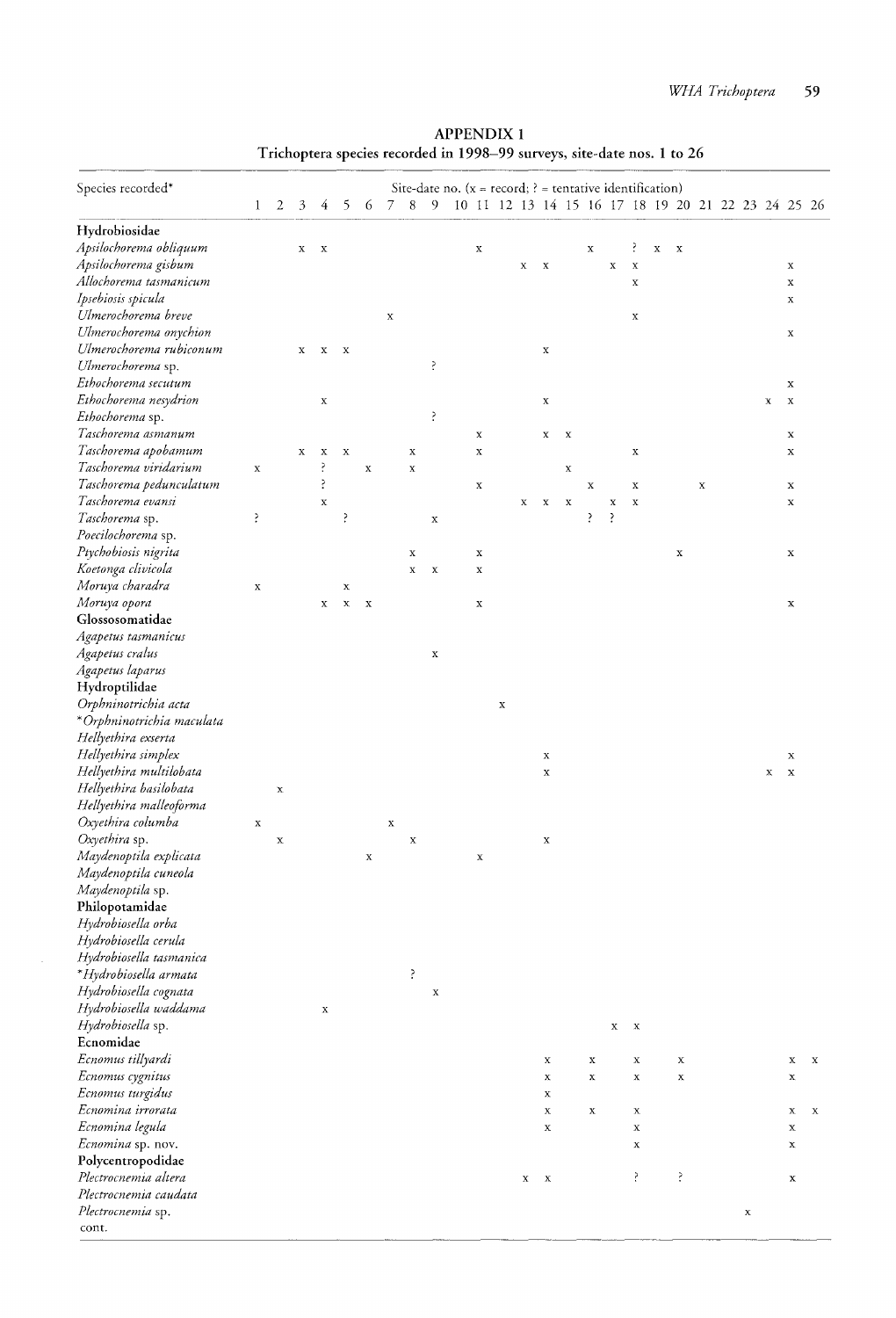**APPENDIX 1**
**Trichoptera species recorded in 1998–99 surveys, site-date nos. 1 to 26**

| Species recorded* | Site-date no. (x = record; ? = tentative identification) | | | | | | | | | | | | | | | | | | | | | | | | |
|---|---|---|---|---|---|---|---|---|---|---|---|---|---|---|---|---|---|---|---|---|---|---|---|---|---|
| | 1 | 2 | 3 | 4 | 5 | 6 | 7 | 8 | 9 | 10 | 11 | 12 | 13 | 14 | 15 | 16 | 17 | 18 | 19 | 20 | 21 | 22 | 23 | 24 | 25 | 26 |
| **Hydrobiosidae** | | | | | | | | | | | | | | | | | | | | | | | | | | |
| *Apsilochorema obliquum* | | | x | x | | | | | | | x | | | | | x | | ? | x | x | | | | | | |
| *Apsilochorema gisbum* | | | | | | | | | | | | | x | x | | | x | x | | | | | | | x | |
| *Allochorema tasmanicum* | | | | | | | | | | | | | | | | | | x | | | | | | | x | |
| *Ipsebiosis spicula* | | | | | | | | | | | | | | | | | | | | | | | | | x | |
| *Ulmerochorema breve* | | | | | | | x | | | | | | | | | | | x | | | | | | | | |
| *Ulmerochorema onychion* | | | | | | | | | | | | | | | | | | | | | | | | | x | |
| *Ulmerochorema rubiconum* | | | x | x | x | | | | | | | | | x | | | | | | | | | | | | |
| *Ulmerochorema* sp. | | | | | | | | | ? | | | | | | | | | | | | | | | | | |
| *Ethochorema secutum* | | | | | | | | | | | | | | | | | | | | | | | | | x | |
| *Ethochorema nesydrion* | | | | x | | | | | | | | | | x | | | | | | | | | | x | x | |
| *Ethochorema* sp. | | | | | | | | | ? | | | | | | | | | | | | | | | | | |
| *Taschorema asmanum* | | | | | | | | | | | x | | | x | x | | | | | | | | | | x | |
| *Taschorema apobamum* | | | x | x | x | | | x | | | x | | | | | | | x | | | | | | | x | |
| *Taschorema viridarium* | x | | | ? | | x | | x | | | | | | | x | | | | | | | | | | | |
| *Taschorema pedunculatum* | | | | ? | | | | | | | x | | | | | x | | x | | | x | | | | x | |
| *Taschorema evansi* | | | | x | | | | | | | | | x | x | x | | x | x | | | | | | | x | |
| *Taschorema* sp. | ? | | | | ? | | | | x | | | | | | | ? | ? | | | | | | | | | |
| *Poecilochorema* sp. | | | | | | | | | | | | | | | | | | | | | | | | | | |
| *Ptychobiosis nigrita* | | | | | | | | x | | | x | | | | | | | | | x | | | | | x | |
| *Koetonga clivicola* | | | | | | | | x | x | | x | | | | | | | | | | | | | | | |
| *Moruya charadra* | x | | | | x | | | | | | | | | | | | | | | | | | | | | |
| *Moruya opora* | | | | x | x | x | | | | | x | | | | | | | | | | | | | | x | |
| **Glossosomatidae** | | | | | | | | | | | | | | | | | | | | | | | | | | |
| *Agapetus tasmanicus* | | | | | | | | | | | | | | | | | | | | | | | | | | |
| *Agapetus cralus* | | | | | | | | | x | | | | | | | | | | | | | | | | | |
| *Agapetus laparus* | | | | | | | | | | | | | | | | | | | | | | | | | | |
| **Hydroptilidae** | | | | | | | | | | | | | | | | | | | | | | | | | | |
| *Orphninotrichia acta* | | | | | | | | | | | | x | | | | | | | | | | | | | | |
| **Orphninotrichia maculata* | | | | | | | | | | | | | | | | | | | | | | | | | | |
| *Hellyethira exserta* | | | | | | | | | | | | | | | | | | | | | | | | | | |
| *Hellyethira simplex* | | | | | | | | | | | | | | x | | | | | | | | | | | x | |
| *Hellyethira multilobata* | | | | | | | | | | | | | | x | | | | | | | | | | x | x | |
| *Hellyethira basilobata* | | x | | | | | | | | | | | | | | | | | | | | | | | | |
| *Hellyethira malleoforma* | | | | | | | | | | | | | | | | | | | | | | | | | | |
| *Oxyethira columba* | x | | | | | | x | | | | | | | | | | | | | | | | | | | |
| *Oxyethira* sp. | | x | | | | | | x | | | | | | x | | | | | | | | | | | | |
| *Maydenoptila explicata* | | | | | | x | | | | | x | | | | | | | | | | | | | | | |
| *Maydenoptila cuneola* | | | | | | | | | | | | | | | | | | | | | | | | | | |
| *Maydenoptila* sp. | | | | | | | | | | | | | | | | | | | | | | | | | | |
| **Philopotamidae** | | | | | | | | | | | | | | | | | | | | | | | | | | |
| *Hydrobiosella orba* | | | | | | | | | | | | | | | | | | | | | | | | | | |
| *Hydrobiosella cerula* | | | | | | | | | | | | | | | | | | | | | | | | | | |
| *Hydrobiosella tasmanica* | | | | | | | | | | | | | | | | | | | | | | | | | | |
| **Hydrobiosella armata* | | | | | | | | ? | | | | | | | | | | | | | | | | | | |
| *Hydrobiosella cognata* | | | | | | | | | x | | | | | | | | | | | | | | | | | |
| *Hydrobiosella waddama* | | | | x | | | | | | | | | | | | | | | | | | | | | | |
| *Hydrobiosella* sp. | | | | | | | | | | | | | | | | | x | x | | | | | | | | |
| **Ecnomidae** | | | | | | | | | | | | | | | | | | | | | | | | | | |
| *Ecnomus tillyardi* | | | | | | | | | | | | | | x | | x | | x | | x | | | | | x | x |
| *Ecnomus cygnitus* | | | | | | | | | | | | | | x | | x | | x | | x | | | | | x | |
| *Ecnomus turgidus* | | | | | | | | | | | | | | x | | | | | | | | | | | | |
| *Ecnomina irrorata* | | | | | | | | | | | | | | x | | x | | x | | | | | | | x | x |
| *Ecnomina legula* | | | | | | | | | | | | | | x | | | | x | | | | | | | x | |
| *Ecnomina* sp. nov. | | | | | | | | | | | | | | | | | | x | | | | | | | x | |
| **Polycentropodidae** | | | | | | | | | | | | | | | | | | | | | | | | | | |
| *Plectrocnemia altera* | | | | | | | | | | | | | x | x | | | | ? | | ? | | | | | x | |
| *Plectrocnemia caudata* | | | | | | | | | | | | | | | | | | | | | | | | | | |
| *Plectrocnemia* sp. | | | | | | | | | | | | | | | | | | | | | | | x | | | |

cont.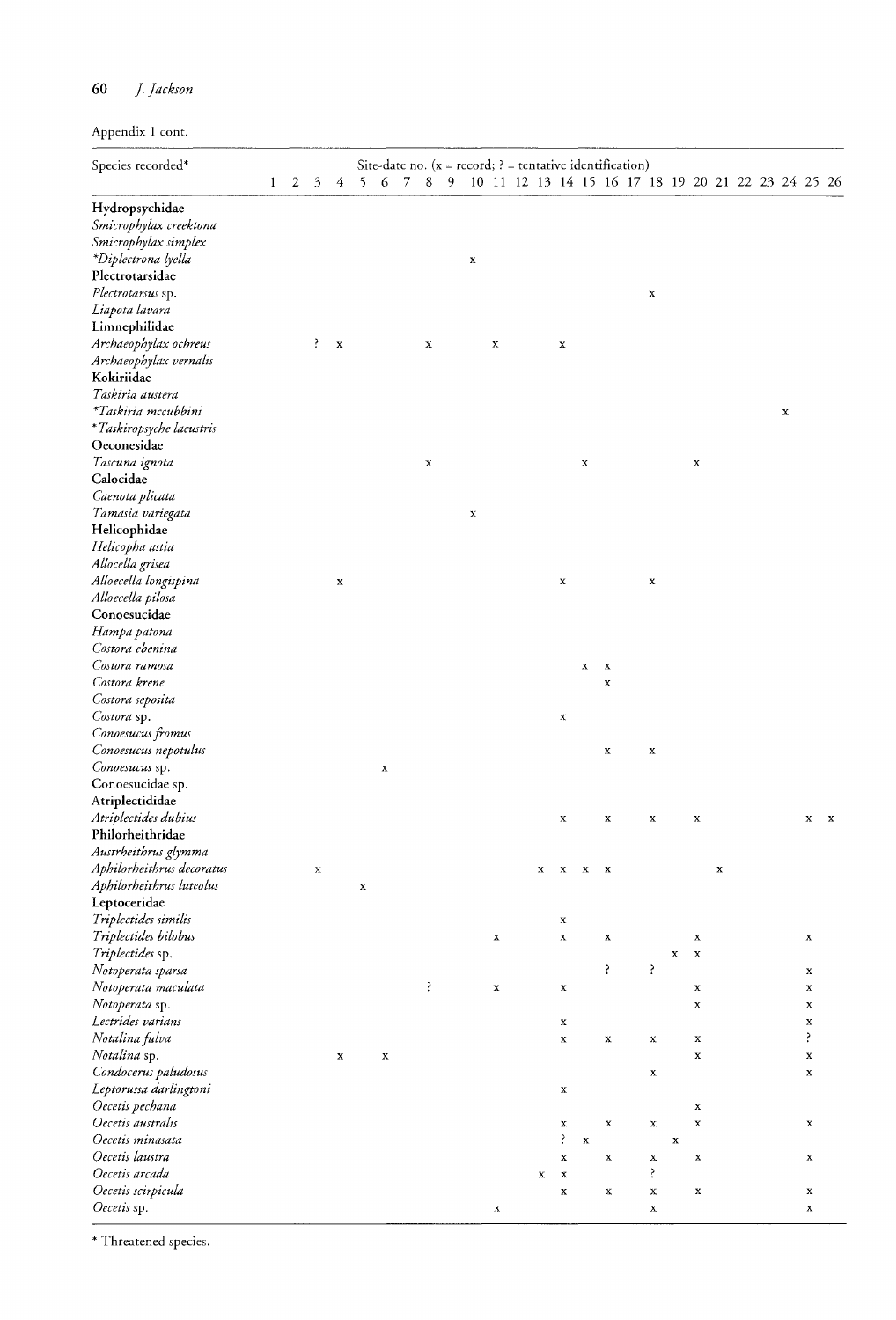Appendix 1 cont.

| Species recorded* | Site-date no. (x = record; ? = tentative identification) | | | | | | | | | | | | | | | | | | | | | | | | | |
|---|---|---|---|---|---|---|---|---|---|---|---|---|---|---|---|---|---|---|---|---|---|---|---|---|---|---|
| | 1 | 2 | 3 | 4 | 5 | 6 | 7 | 8 | 9 | 10 | 11 | 12 | 13 | 14 | 15 | 16 | 17 | 18 | 19 | 20 | 21 | 22 | 23 | 24 | 25 | 26 |
| **Hydropsychidae** | | | | | | | | | | | | | | | | | | | | | | | | | | |
| *Smicrophylax creektona* | | | | | | | | | | | | | | | | | | | | | | | | | | |
| *Smicrophylax simplex* | | | | | | | | | | | | | | | | | | | | | | | | | | |
| **Diplectrona lyella* | | | | | | | | | | x | | | | | | | | | | | | | | | | |
| **Plectrotarsidae** | | | | | | | | | | | | | | | | | | | | | | | | | | |
| *Plectrotarsus* sp. | | | | | | | | | | | | | | | | | | x | | | | | | | | |
| *Liapota lavara* | | | | | | | | | | | | | | | | | | | | | | | | | | |
| **Limnephilidae** | | | | | | | | | | | | | | | | | | | | | | | | | | |
| *Archaeophylax ochreus* | | | ? | x | | | | x | | | x | | | x | | | | | | | | | | | | |
| *Archaeophylax vernalis* | | | | | | | | | | | | | | | | | | | | | | | | | | |
| **Kokiriidae** | | | | | | | | | | | | | | | | | | | | | | | | | | |
| *Taskiria austera* | | | | | | | | | | | | | | | | | | | | | | | | | | |
| **Taskiria mccubbini* | | | | | | | | | | | | | | | | | | | | | | | | x | | |
| **Taskiropsyche lacustris* | | | | | | | | | | | | | | | | | | | | | | | | | | |
| **Oeconesidae** | | | | | | | | | | | | | | | | | | | | | | | | | | |
| *Tascuna ignota* | | | | | | | | x | | | | | | | x | | | | | x | | | | | | |
| **Calocidae** | | | | | | | | | | | | | | | | | | | | | | | | | | |
| *Caenota plicata* | | | | | | | | | | | | | | | | | | | | | | | | | | |
| *Tamasia variegata* | | | | | | | | | | x | | | | | | | | | | | | | | | | |
| **Helicophidae** | | | | | | | | | | | | | | | | | | | | | | | | | | |
| *Helicopha astia* | | | | | | | | | | | | | | | | | | | | | | | | | | |
| *Allocella grisea* | | | | | | | | | | | | | | | | | | | | | | | | | | |
| *Alloecella longispina* | | | | x | | | | | | | | | | x | | | | x | | | | | | | | |
| *Alloecella pilosa* | | | | | | | | | | | | | | | | | | | | | | | | | | |
| **Conoesucidae** | | | | | | | | | | | | | | | | | | | | | | | | | | |
| *Hampa patona* | | | | | | | | | | | | | | | | | | | | | | | | | | |
| *Costora ebenina* | | | | | | | | | | | | | | | | | | | | | | | | | | |
| *Costora ramosa* | | | | | | | | | | | | | | | x | x | | | | | | | | | | |
| *Costora krene* | | | | | | | | | | | | | | | | x | | | | | | | | | | |
| *Costora seposita* | | | | | | | | | | | | | | | | | | | | | | | | | | |
| *Costora* sp. | | | | | | | | | | | | | | x | | | | | | | | | | | | |
| *Conoesucus fromus* | | | | | | | | | | | | | | | | | | | | | | | | | | |
| *Conoesucus nepotulus* | | | | | | | | | | | | | | | | x | | x | | | | | | | | |
| *Conoesucus* sp. | | | | | | x | | | | | | | | | | | | | | | | | | | | |
| Conoesucidae sp. | | | | | | | | | | | | | | | | | | | | | | | | | | |
| **Atriplectididae** | | | | | | | | | | | | | | | | | | | | | | | | | | |
| *Atriplectides dubius* | | | | | | | | | | | | | | x | | x | | x | | x | | | | | x | x |
| **Philorheithridae** | | | | | | | | | | | | | | | | | | | | | | | | | | |
| *Austrheithrus glymma* | | | | | | | | | | | | | | | | | | | | | | | | | | |
| *Aphilorheithrus decoratus* | | | x | | | | | | | | | | x | x | x | x | | | | | x | | | | | |
| *Aphilorheithrus luteolus* | | | | | x | | | | | | | | | | | | | | | | | | | | | |
| **Leptoceridae** | | | | | | | | | | | | | | | | | | | | | | | | | | |
| *Triplectides similis* | | | | | | | | | | | | | | x | | | | | | | | | | | | |
| *Triplectides bilobus* | | | | | | | | | | | x | | | x | | x | | | | x | | | | | x | |
| *Triplectides* sp. | | | | | | | | | | | | | | | | | | | x | x | | | | | | |
| *Notoperata sparsa* | | | | | | | | | | | | | | | | ? | | ? | | | | | | | x | |
| *Notoperata maculata* | | | | | | | | ? | | | x | | | x | | | | | | x | | | | | x | |
| *Notoperata* sp. | | | | | | | | | | | | | | | | | | | | x | | | | | x | |
| *Lectrides varians* | | | | | | | | | | | | | | x | | | | | | | | | | | x | |
| *Notalina fulva* | | | | | | | | | | | | | | x | | x | | x | | x | | | | | ? | |
| *Notalina* sp. | | | | x | | x | | | | | | | | | | | | | | x | | | | | x | |
| *Condocerus paludosus* | | | | | | | | | | | | | | | | | | x | | | | | | | x | |
| *Leptorussa darlingtoni* | | | | | | | | | | | | | | x | | | | | | | | | | | | |
| *Oecetis pechana* | | | | | | | | | | | | | | | | | | | | x | | | | | | |
| *Oecetis australis* | | | | | | | | | | | | | | x | | x | | x | | x | | | | | x | |
| *Oecetis minasata* | | | | | | | | | | | | | | ? | x | | | | x | | | | | | | |
| *Oecetis laustra* | | | | | | | | | | | | | | x | | x | | x | | x | | | | | x | |
| *Oecetis arcada* | | | | | | | | | | | | | x | x | | | | ? | | | | | | | | |
| *Oecetis scirpicula* | | | | | | | | | | | | | | x | | x | | x | | x | | | | | x | |
| *Oecetis* sp. | | | | | | | | | | | x | | | | | | | x | | | | | | | x | |

* Threatened species.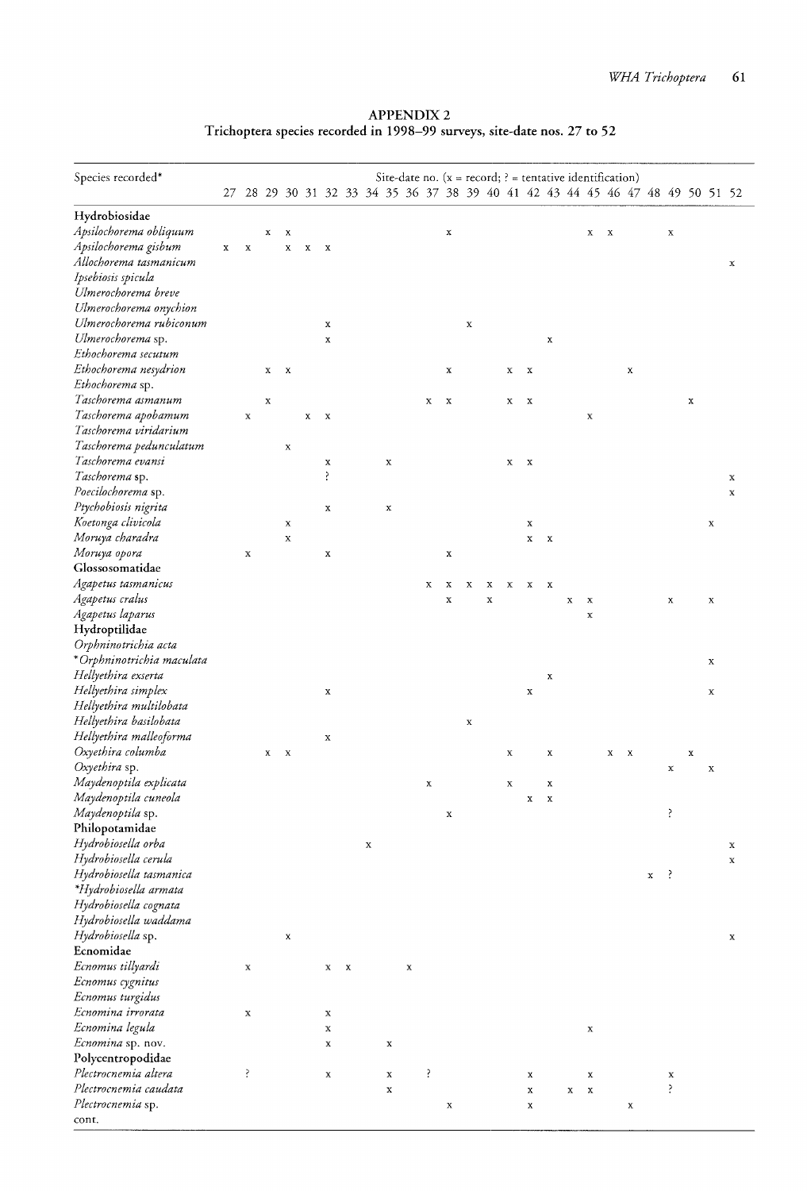## APPENDIX 2

**Trichoptera species recorded in 1998–99 surveys, site-date nos. 27 to 52**

| Species recorded* | Site-date no. (x = record; ? = tentative identification) | | | | | | | | | | | | | | | | | | | | | | | | | |
|---|---|---|---|---|---|---|---|---|---|---|---|---|---|---|---|---|---|---|---|---|---|---|---|---|---|---|
| | 27 | 28 | 29 | 30 | 31 | 32 | 33 | 34 | 35 | 36 | 37 | 38 | 39 | 40 | 41 | 42 | 43 | 44 | 45 | 46 | 47 | 48 | 49 | 50 | 51 | 52 |
| **Hydrobiosidae** | | | | | | | | | | | | | | | | | | | | | | | | | | |
| *Apsilochorema obliquum* | | | x | x | | | | | | | | x | | | | | | | x | x | | | x | | | |
| *Apsilochorema gisbum* | x | x | | x | x | x | | | | | | | | | | | | | | | | | | | | |
| *Allochorema tasmanicum* | | | | | | | | | | | | | | | | | | | | | | | | | | x |
| *Ipsebiosis spicula* | | | | | | | | | | | | | | | | | | | | | | | | | | |
| *Ulmerochorema breve* | | | | | | | | | | | | | | | | | | | | | | | | | | |
| *Ulmerochorema onychion* | | | | | | | | | | | | | | | | | | | | | | | | | | |
| *Ulmerochorema rubiconum* | | | | | | x | | | | | | | x | | | | | | | | | | | | | |
| *Ulmerochorema* sp. | | | | | | x | | | | | | | | | | | x | | | | | | | | | |
| *Ethochorema secutum* | | | | | | | | | | | | | | | | | | | | | | | | | | |
| *Ethochorema nesydrion* | | | x | x | | | | | | | | x | | | x | x | | | | | x | | | | | |
| *Ethochorema* sp. | | | | | | | | | | | | | | | | | | | | | | | | | | |
| *Taschorema asmanum* | | | x | | | | | | | | x | x | | | x | x | | | | | | | | x | | |
| *Taschorema apobamum* | | x | | | x | x | | | | | | | | | | | | | x | | | | | | | |
| *Taschorema viridarium* | | | | | | | | | | | | | | | | | | | | | | | | | | |
| *Taschorema pedunculatum* | | | | x | | | | | | | | | | | | | | | | | | | | | | |
| *Taschorema evansi* | | | | | | x | | | x | | | | | | x | x | | | | | | | | | | |
| *Taschorema* sp. | | | | | | ? | | | | | | | | | | | | | | | | | | | | x |
| *Poecilochorema* sp. | | | | | | | | | | | | | | | | | | | | | | | | | | x |
| *Ptychobiosis nigrita* | | | | | | x | | | x | | | | | | | | | | | | | | | | | |
| *Koetonga clivicola* | | | | x | | | | | | | | | | | | x | | | | | | | | | x | |
| *Moruya charadra* | | | | x | | | | | | | | | | | | x | x | | | | | | | | | |
| *Moruya opora* | | x | | | | x | | | | | | x | | | | | | | | | | | | | | |
| **Glossosomatidae** | | | | | | | | | | | | | | | | | | | | | | | | | | |
| *Agapetus tasmanicus* | | | | | | | | | | | x | x | x | x | x | x | x | | | | | | | | | |
| *Agapetus cralus* | | | | | | | | | | | | x | | x | | | | x | x | | | | x | | x | |
| *Agapetus laparus* | | | | | | | | | | | | | | | | | | | x | | | | | | | |
| **Hydroptilidae** | | | | | | | | | | | | | | | | | | | | | | | | | | |
| *Orphninotrichia acta* | | | | | | | | | | | | | | | | | | | | | | | | | | |
| **Orphninotrichia maculata* | | | | | | | | | | | | | | | | | | | | | | | | | x | |
| *Hellyethira exserta* | | | | | | | | | | | | | | | | | x | | | | | | | | | |
| *Hellyethira simplex* | | | | | | x | | | | | | | | | | x | | | | | | | | | x | |
| *Hellyethira multilobata* | | | | | | | | | | | | | | | | | | | | | | | | | | |
| *Hellyethira basilobata* | | | | | | | | | | | | | x | | | | | | | | | | | | | |
| *Hellyethira malleoforma* | | | | | | x | | | | | | | | | | | | | | | | | | | | |
| *Oxyethira columba* | | | x | x | | | | | | | | | | | x | | x | | | x | x | | | x | | |
| *Oxyethira* sp. | | | | | | | | | | | | | | | | | | | | | | | x | | x | |
| *Maydenoptila explicata* | | | | | | | | | | | x | | | | x | | x | | | | | | | | | |
| *Maydenoptila cuneola* | | | | | | | | | | | | | | | | x | x | | | | | | | | | |
| *Maydenoptila* sp. | | | | | | | | | | | | x | | | | | | | | | | | ? | | | |
| **Philopotamidae** | | | | | | | | | | | | | | | | | | | | | | | | | | |
| *Hydrobiosella orba* | | | | | | | | x | | | | | | | | | | | | | | | | | | x |
| *Hydrobiosella cerula* | | | | | | | | | | | | | | | | | | | | | | | | | | x |
| *Hydrobiosella tasmanica* | | | | | | | | | | | | | | | | | | | | | | x | ? | | | |
| **Hydrobiosella armata* | | | | | | | | | | | | | | | | | | | | | | | | | | |
| *Hydrobiosella cognata* | | | | | | | | | | | | | | | | | | | | | | | | | | |
| *Hydrobiosella waddama* | | | | | | | | | | | | | | | | | | | | | | | | | | |
| *Hydrobiosella* sp. | | | | x | | | | | | | | | | | | | | | | | | | | | | x |
| **Ecnomidae** | | | | | | | | | | | | | | | | | | | | | | | | | | |
| *Ecnomus tillyardi* | | x | | | | x | x | | | x | | | | | | | | | | | | | | | | |
| *Ecnomus cygnitus* | | | | | | | | | | | | | | | | | | | | | | | | | | |
| *Ecnomus turgidus* | | | | | | | | | | | | | | | | | | | | | | | | | | |
| *Ecnomina irrorata* | | x | | | | x | | | | | | | | | | | | | | | | | | | | |
| *Ecnomina legula* | | | | | | x | | | | | | | | | | | | | x | | | | | | | |
| *Ecnomina* sp. nov. | | | | | | x | | | x | | | | | | | | | | | | | | | | | |
| **Polycentropodidae** | | | | | | | | | | | | | | | | | | | | | | | | | | |
| *Plectrocnemia altera* | | ? | | | | x | | | x | | ? | | | | | x | | | x | | | | x | | | |
| *Plectrocnemia caudata* | | | | | | | | | x | | | | | | | x | | x | x | | | | ? | | | |
| *Plectrocnemia* sp. | | | | | | | | | | | | x | | | | x | | | | | x | | | | | |
| cont. | | | | | | | | | | | | | | | | | | | | | | | | | | |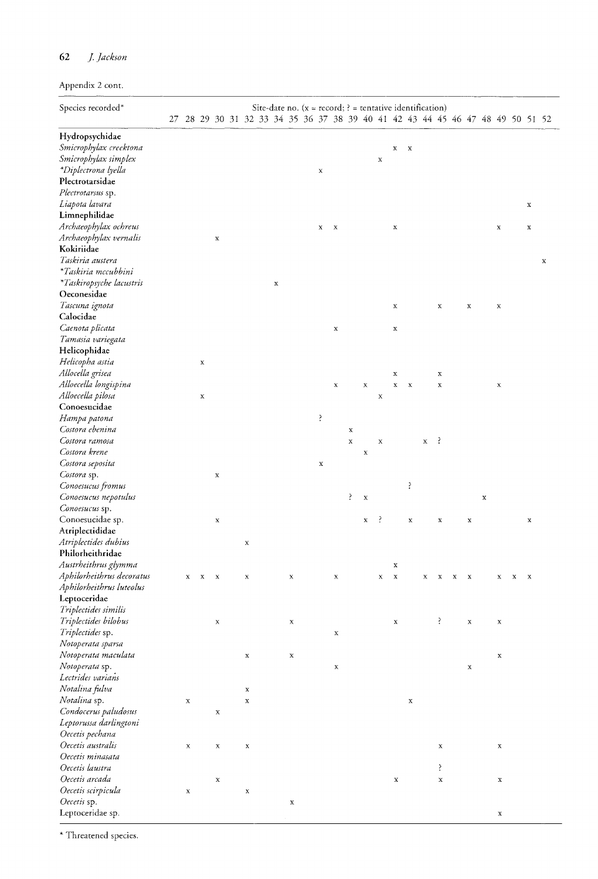Appendix 2 cont.

| Species recorded* | Site-date no. (x = record; ? = tentative identification) | | | | | | | | | | | | | | | | | | | | | | | | | |
|---|---|---|---|---|---|---|---|---|---|---|---|---|---|---|---|---|---|---|---|---|---|---|---|---|---|---|
| | 27 | 28 | 29 | 30 | 31 | 32 | 33 | 34 | 35 | 36 | 37 | 38 | 39 | 40 | 41 | 42 | 43 | 44 | 45 | 46 | 47 | 48 | 49 | 50 | 51 | 52 |
| **Hydropsychidae** | | | | | | | | | | | | | | | | | | | | | | | | | | |
| *Smicrophylax creektona* | | | | | | | | | | | | | | | | x | x | | | | | | | | | |
| *Smicrophylax simplex* | | | | | | | | | | | | | | | x | | | | | | | | | | | |
| **Diplectrona lyella* | | | | | | | | | | | x | | | | | | | | | | | | | | | |
| **Plectrotarsidae** | | | | | | | | | | | | | | | | | | | | | | | | | | |
| *Plectrotarsus* sp. | | | | | | | | | | | | | | | | | | | | | | | | | | |
| *Liapota lavara* | | | | | | | | | | | | | | | | | | | | | | | | | x | |
| **Limnephilidae** | | | | | | | | | | | | | | | | | | | | | | | | | | |
| *Archaeophylax ochreus* | | | | | | | | | | | x | x | | | | x | | | | | | | x | | x | |
| *Archaeophylax vernalis* | | | | x | | | | | | | | | | | | | | | | | | | | | | |
| **Kokiriidae** | | | | | | | | | | | | | | | | | | | | | | | | | | |
| *Taskiria austera* | | | | | | | | | | | | | | | | | | | | | | | | | | x |
| **Taskiria mccubbini* | | | | | | | | | | | | | | | | | | | | | | | | | | |
| **Taskiropsyche lacustris* | | | | | | | | x | | | | | | | | | | | | | | | | | | |
| **Oeconesidae** | | | | | | | | | | | | | | | | | | | | | | | | | | |
| *Tascuna ignota* | | | | | | | | | | | | | | | | x | | | x | | x | | x | | | |
| **Calocidae** | | | | | | | | | | | | | | | | | | | | | | | | | | |
| *Caenota plicata* | | | | | | | | | | | | x | | | | x | | | | | | | | | | |
| *Tamasia variegata* | | | | | | | | | | | | | | | | | | | | | | | | | | |
| **Helicophidae** | | | | | | | | | | | | | | | | | | | | | | | | | | |
| *Helicopha astia* | | | x | | | | | | | | | | | | | | | | | | | | | | | |
| *Allocella grisea* | | | | | | | | | | | | | | | | x | | | x | | | | | | | |
| *Alloecella longispina* | | | | | | | | | | | | x | | x | | x | x | | x | | | | x | | | |
| *Alloecella pilosa* | | | x | | | | | | | | | | | | x | | | | | | | | | | | |
| **Conoesucidae** | | | | | | | | | | | | | | | | | | | | | | | | | | |
| *Hampa patona* | | | | | | | | | | | ? | | | | | | | | | | | | | | | |
| *Costora ebenina* | | | | | | | | | | | | | x | | | | | | | | | | | | | |
| *Costora ramosa* | | | | | | | | | | | | | x | | x | | | x | ? | | | | | | | |
| *Costora krene* | | | | | | | | | | | | | | x | | | | | | | | | | | | |
| *Costora seposita* | | | | | | | | | | | x | | | | | | | | | | | | | | | |
| *Costora* sp. | | | | x | | | | | | | | | | | | | | | | | | | | | | |
| *Conoesucus fromus* | | | | | | | | | | | | | | | | | ? | | | | | | | | | |
| *Conoesucus nepotulus* | | | | | | | | | | | | ? | x | | | | | | | | | x | | | | |
| *Conoesucus* sp. | | | | | | | | | | | | | | | | | | | | | | | | | | |
| Conoesucidae sp. | | | | x | | | | | | | | | | x | ? | | x | | x | | x | | | | x | |
| **Atriplectididae** | | | | | | | | | | | | | | | | | | | | | | | | | | |
| *Atriplectides dubius* | | | | | | x | | | | | | | | | | | | | | | | | | | | |
| **Philorheithridae** | | | | | | | | | | | | | | | | | | | | | | | | | | |
| *Austrheithrus glymma* | | | | | | | | | | | | | | | | x | | | | | | | | | | |
| *Aphilorheithrus decoratus* | | x | x | x | | x | | | x | | | x | | | x | x | | x | x | x | x | | x | x | x | |
| *Aphilorheithrus luteolus* | | | | | | | | | | | | | | | | | | | | | | | | | | |
| **Leptoceridae** | | | | | | | | | | | | | | | | | | | | | | | | | | |
| *Triplectides similis* | | | | | | | | | | | | | | | | | | | | | | | | | | |
| *Triplectides bilobus* | | | | x | | | | | x | | | | | | | x | | | ? | | x | | x | | | |
| *Triplectides* sp. | | | | | | | | | | | | x | | | | | | | | | | | | | | |
| *Notoperata sparsa* | | | | | | | | | | | | | | | | | | | | | | | | | | |
| *Notoperata maculata* | | | | | | x | | | x | | | | | | | | | | | | | | x | | | |
| *Notoperata* sp. | | | | | | | | | | | | x | | | | | | | | | x | | | | | |
| *Lectrides varians* | | | | | | | | | | | | | | | | | | | | | | | | | | |
| *Notalina fulva* | | | | | | x | | | | | | | | | | | | | | | | | | | | |
| *Notalina* sp. | | x | | | | x | | | | | | | | | | | x | | | | | | | | | |
| *Condocerus paludosus* | | | | x | | | | | | | | | | | | | | | | | | | | | | |
| *Leptorussa darlingtoni* | | | | | | | | | | | | | | | | | | | | | | | | | | |
| *Oecetis pechana* | | | | | | | | | | | | | | | | | | | | | | | | | | |
| *Oecetis australis* | | x | | x | | x | | | | | | | | | | | | | x | | | | x | | | |
| *Oecetis minasata* | | | | | | | | | | | | | | | | | | | | | | | | | | |
| *Oecetis laustra* | | | | | | | | | | | | | | | | | | | ? | | | | | | | |
| *Oecetis arcada* | | | | x | | | | | | | | | | | | x | | | x | | | | x | | | |
| *Oecetis scirpicula* | | x | | | | x | | | | | | | | | | | | | | | | | | | | |
| *Oecetis* sp. | | | | | | | | | x | | | | | | | | | | | | | | | | | |
| Leptoceridae sp. | | | | | | | | | | | | | | | | | | | | | | | x | | | |

* Threatened species.